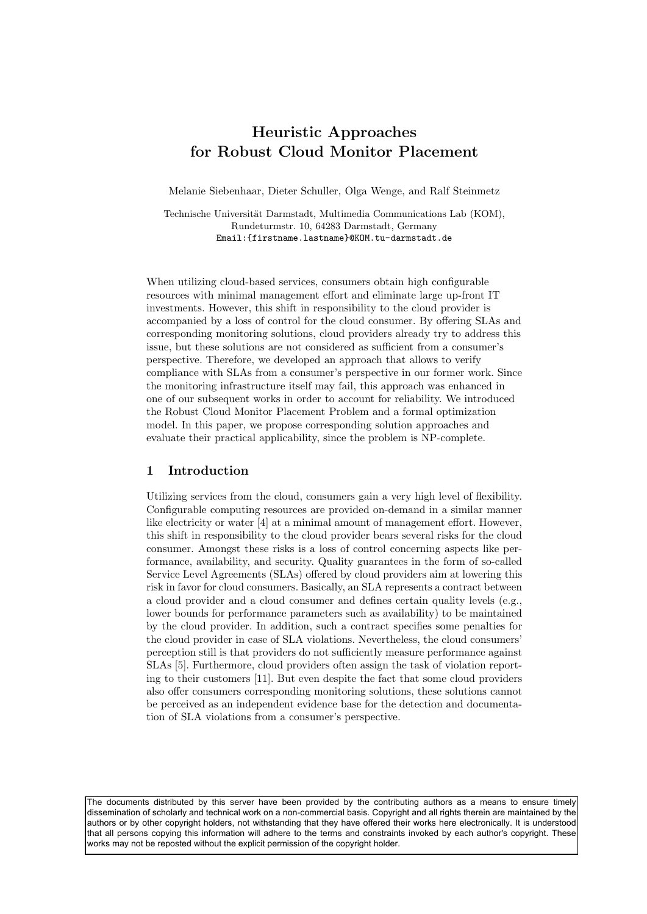# Heuristic Approaches for Robust Cloud Monitor Placement

Melanie Siebenhaar, Dieter Schuller, Olga Wenge, and Ralf Steinmetz

Technische Universität Darmstadt, Multimedia Communications Lab (KOM), Rundeturmstr. 10, 64283 Darmstadt, Germany
Email:{firstname.lastname}@KOM.tu-darmstadt.de

When utilizing cloud-based services, consumers obtain high configurable resources with minimal management effort and eliminate large up-front IT investments. However, this shift in responsibility to the cloud provider is accompanied by a loss of control for the cloud consumer. By offering SLAs and corresponding monitoring solutions, cloud providers already try to address this issue, but these solutions are not considered as sufficient from a consumer's perspective. Therefore, we developed an approach that allows to verify compliance with SLAs from a consumer's perspective in our former work. Since the monitoring infrastructure itself may fail, this approach was enhanced in one of our subsequent works in order to account for reliability. We introduced the Robust Cloud Monitor Placement Problem and a formal optimization model. In this paper, we propose corresponding solution approaches and evaluate their practical applicability, since the problem is NP-complete.

## 1 Introduction

Utilizing services from the cloud, consumers gain a very high level of flexibility. Configurable computing resources are provided on-demand in a similar manner like electricity or water [4] at a minimal amount of management effort. However, this shift in responsibility to the cloud provider bears several risks for the cloud consumer. Amongst these risks is a loss of control concerning aspects like performance, availability, and security. Quality guarantees in the form of so-called Service Level Agreements (SLAs) offered by cloud providers aim at lowering this risk in favor for cloud consumers. Basically, an SLA represents a contract between a cloud provider and a cloud consumer and defines certain quality levels (e.g., lower bounds for performance parameters such as availability) to be maintained by the cloud provider. In addition, such a contract specifies some penalties for the cloud provider in case of SLA violations. Nevertheless, the cloud consumers' perception still is that providers do not sufficiently measure performance against SLAs [5]. Furthermore, cloud providers often assign the task of violation reporting to their customers [11]. But even despite the fact that some cloud providers also offer consumers corresponding monitoring solutions, these solutions cannot be perceived as an independent evidence base for the detection and documentation of SLA violations from a consumer's perspective.

The documents distributed by this server have been provided by the contributing authors as a means to ensure timely dissemination of scholarly and technical work on a non-commercial basis. Copyright and all rights therein are maintained by the authors or by other copyright holders, not withstanding that they have offered their works here electronically. It is understood that all persons copying this information will adhere to the terms and constraints invoked by each author's copyright. These works may not be reposted without the explicit permission of the copyright holder.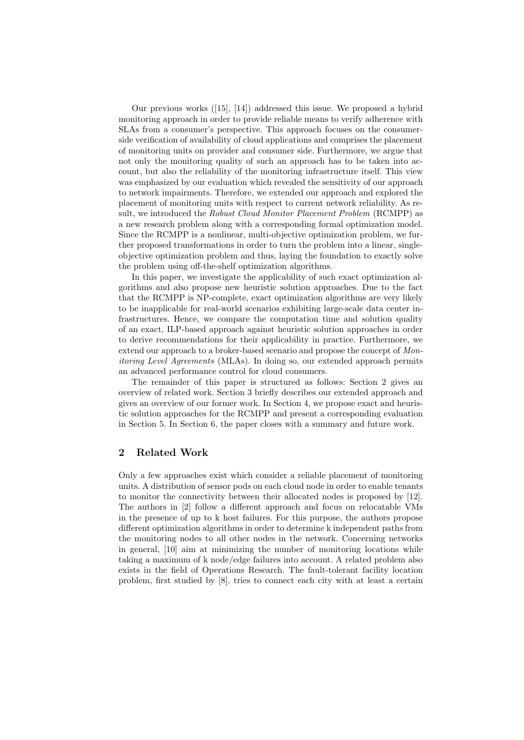Our previous works ([15], [14]) addressed this issue. We proposed a hybrid monitoring approach in order to provide reliable means to verify adherence with SLAs from a consumer's perspective. This approach focuses on the consumer-side verification of availability of cloud applications and comprises the placement of monitoring units on provider and consumer side. Furthermore, we argue that not only the monitoring quality of such an approach has to be taken into account, but also the reliability of the monitoring infrastructure itself. This view was emphasized by our evaluation which revealed the sensitivity of our approach to network impairments. Therefore, we extended our approach and explored the placement of monitoring units with respect to current network reliability. As result, we introduced the *Robust Cloud Monitor Placement Problem* (RCMPP) as a new research problem along with a corresponding formal optimization model. Since the RCMPP is a nonlinear, multi-objective optimization problem, we further proposed transformations in order to turn the problem into a linear, single-objective optimization problem and thus, laying the foundation to exactly solve the problem using off-the-shelf optimization algorithms.

In this paper, we investigate the applicability of such exact optimization algorithms and also propose new heuristic solution approaches. Due to the fact that the RCMPP is NP-complete, exact optimization algorithms are very likely to be inapplicable for real-world scenarios exhibiting large-scale data center infrastructures. Hence, we compare the computation time and solution quality of an exact, ILP-based approach against heuristic solution approaches in order to derive recommendations for their applicability in practice. Furthermore, we extend our approach to a broker-based scenario and propose the concept of *Monitoring Level Agreements* (MLAs). In doing so, our extended approach permits an advanced performance control for cloud consumers.

The remainder of this paper is structured as follows: Section 2 gives an overview of related work. Section 3 briefly describes our extended approach and gives an overview of our former work. In Section 4, we propose exact and heuristic solution approaches for the RCMPP and present a corresponding evaluation in Section 5. In Section 6, the paper closes with a summary and future work.

## 2 Related Work

Only a few approaches exist which consider a reliable placement of monitoring units. A distribution of sensor pods on each cloud node in order to enable tenants to monitor the connectivity between their allocated nodes is proposed by [12]. The authors in [2] follow a different approach and focus on relocatable VMs in the presence of up to k host failures. For this purpose, the authors propose different optimization algorithms in order to determine k independent paths from the monitoring nodes to all other nodes in the network. Concerning networks in general, [10] aim at minimizing the number of monitoring locations while taking a maximum of k node/edge failures into account. A related problem also exists in the field of Operations Research. The fault-tolerant facility location problem, first studied by [8], tries to connect each city with at least a certain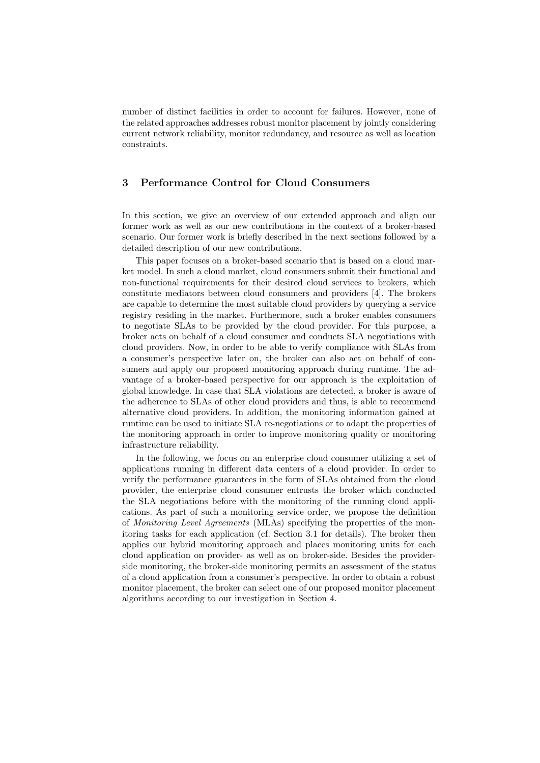number of distinct facilities in order to account for failures. However, none of the related approaches addresses robust monitor placement by jointly considering current network reliability, monitor redundancy, and resource as well as location constraints.

## 3 Performance Control for Cloud Consumers

In this section, we give an overview of our extended approach and align our former work as well as our new contributions in the context of a broker-based scenario. Our former work is briefly described in the next sections followed by a detailed description of our new contributions.

This paper focuses on a broker-based scenario that is based on a cloud market model. In such a cloud market, cloud consumers submit their functional and non-functional requirements for their desired cloud services to brokers, which constitute mediators between cloud consumers and providers [4]. The brokers are capable to determine the most suitable cloud providers by querying a service registry residing in the market. Furthermore, such a broker enables consumers to negotiate SLAs to be provided by the cloud provider. For this purpose, a broker acts on behalf of a cloud consumer and conducts SLA negotiations with cloud providers. Now, in order to be able to verify compliance with SLAs from a consumer's perspective later on, the broker can also act on behalf of consumers and apply our proposed monitoring approach during runtime. The advantage of a broker-based perspective for our approach is the exploitation of global knowledge. In case that SLA violations are detected, a broker is aware of the adherence to SLAs of other cloud providers and thus, is able to recommend alternative cloud providers. In addition, the monitoring information gained at runtime can be used to initiate SLA re-negotiations or to adapt the properties of the monitoring approach in order to improve monitoring quality or monitoring infrastructure reliability.

In the following, we focus on an enterprise cloud consumer utilizing a set of applications running in different data centers of a cloud provider. In order to verify the performance guarantees in the form of SLAs obtained from the cloud provider, the enterprise cloud consumer entrusts the broker which conducted the SLA negotiations before with the monitoring of the running cloud applications. As part of such a monitoring service order, we propose the definition of *Monitoring Level Agreements* (MLAs) specifying the properties of the monitoring tasks for each application (cf. Section 3.1 for details). The broker then applies our hybrid monitoring approach and places monitoring units for each cloud application on provider- as well as on broker-side. Besides the provider-side monitoring, the broker-side monitoring permits an assessment of the status of a cloud application from a consumer's perspective. In order to obtain a robust monitor placement, the broker can select one of our proposed monitor placement algorithms according to our investigation in Section 4.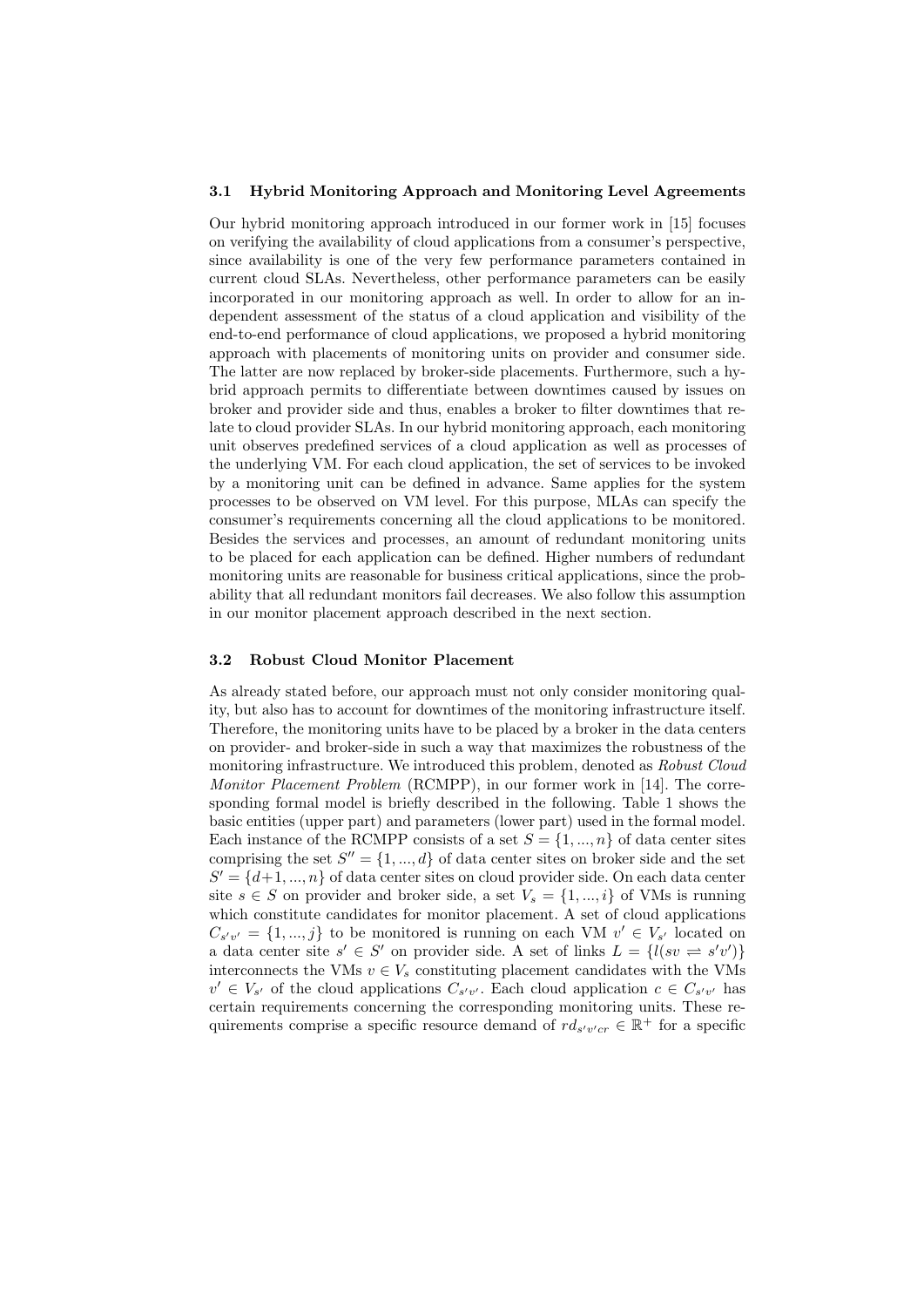### 3.1 Hybrid Monitoring Approach and Monitoring Level Agreements

Our hybrid monitoring approach introduced in our former work in [15] focuses on verifying the availability of cloud applications from a consumer's perspective, since availability is one of the very few performance parameters contained in current cloud SLAs. Nevertheless, other performance parameters can be easily incorporated in our monitoring approach as well. In order to allow for an independent assessment of the status of a cloud application and visibility of the end-to-end performance of cloud applications, we proposed a hybrid monitoring approach with placements of monitoring units on provider and consumer side. The latter are now replaced by broker-side placements. Furthermore, such a hybrid approach permits to differentiate between downtimes caused by issues on broker and provider side and thus, enables a broker to filter downtimes that relate to cloud provider SLAs. In our hybrid monitoring approach, each monitoring unit observes predefined services of a cloud application as well as processes of the underlying VM. For each cloud application, the set of services to be invoked by a monitoring unit can be defined in advance. Same applies for the system processes to be observed on VM level. For this purpose, MLAs can specify the consumer's requirements concerning all the cloud applications to be monitored. Besides the services and processes, an amount of redundant monitoring units to be placed for each application can be defined. Higher numbers of redundant monitoring units are reasonable for business critical applications, since the probability that all redundant monitors fail decreases. We also follow this assumption in our monitor placement approach described in the next section.

### 3.2 Robust Cloud Monitor Placement

As already stated before, our approach must not only consider monitoring quality, but also has to account for downtimes of the monitoring infrastructure itself. Therefore, the monitoring units have to be placed by a broker in the data centers on provider- and broker-side in such a way that maximizes the robustness of the monitoring infrastructure. We introduced this problem, denoted as *Robust Cloud Monitor Placement Problem* (RCMPP), in our former work in [14]. The corresponding formal model is briefly described in the following. Table 1 shows the basic entities (upper part) and parameters (lower part) used in the formal model. Each instance of the RCMPP consists of a set $S = \{1, ..., n\}$ of data center sites comprising the set $S'' = \{1, ..., d\}$ of data center sites on broker side and the set $S' = \{d+1, ..., n\}$ of data center sites on cloud provider side. On each data center site $s \in S$ on provider and broker side, a set $V_s = \{1, ..., i\}$ of VMs is running which constitute candidates for monitor placement. A set of cloud applications $C_{s'v'} = \{1, ..., j\}$ to be monitored is running on each VM $v' \in V_{s'}$ located on a data center site $s' \in S'$ on provider side. A set of links $L = \{l(sv \rightleftharpoons s'v')\}$ interconnects the VMs $v \in V_s$ constituting placement candidates with the VMs $v' \in V_{s'}$ of the cloud applications $C_{s'v'}$. Each cloud application $c \in C_{s'v'}$ has certain requirements concerning the corresponding monitoring units. These requirements comprise a specific resource demand of $rd_{s'v'cr} \in \mathbb{R}^+$ for a specific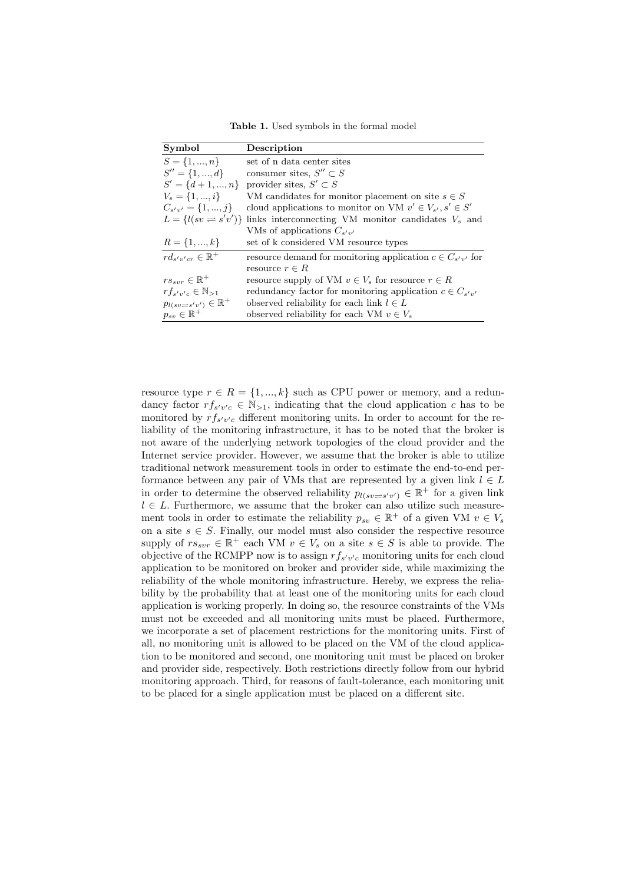**Table 1.** Used symbols in the formal model

| Symbol | Description |
|---|---|
| $S = \{1, ..., n\}$ | set of n data center sites |
| $S'' = \{1, ..., d\}$ | consumer sites, $S'' \subset S$ |
| $S' = \{d+1, ..., n\}$ | provider sites, $S' \subset S$ |
| $V_s = \{1, ..., i\}$ | VM candidates for monitor placement on site $s \in S$ |
| $C_{s'v'} = \{1, ..., j\}$ | cloud applications to monitor on VM $v' \in V_{s'}, s' \in S'$ |
| $L = \{l(sv \rightleftharpoons s'v')\}$ | links interconnecting VM monitor candidates $V_s$ and VMs of applications $C_{s'v'}$ |
| $R = \{1, ..., k\}$ | set of k considered VM resource types |
| $rd_{s'v'cr} \in \mathbb{R}^+$ | resource demand for monitoring application $c \in C_{s'v'}$ for resource $r \in R$ |
| $rs_{svr} \in \mathbb{R}^+$ | resource supply of VM $v \in V_s$ for resource $r \in R$ |
| $rf_{s'v'c} \in \mathbb{N}_{>1}$ | redundancy factor for monitoring application $c \in C_{s'v'}$ |
| $p_{l(sv \rightleftharpoons s'v')} \in \mathbb{R}^+$ | observed reliability for each link $l \in L$ |
| $p_{sv} \in \mathbb{R}^+$ | observed reliability for each VM $v \in V_s$ |

resource type $r \in R = \{1, ..., k\}$ such as CPU power or memory, and a redundancy factor $rf_{s'v'c} \in \mathbb{N}_{>1}$, indicating that the cloud application $c$ has to be monitored by $rf_{s'v'c}$ different monitoring units. In order to account for the reliability of the monitoring infrastructure, it has to be noted that the broker is not aware of the underlying network topologies of the cloud provider and the Internet service provider. However, we assume that the broker is able to utilize traditional network measurement tools in order to estimate the end-to-end performance between any pair of VMs that are represented by a given link $l \in L$ in order to determine the observed reliability $p_{l(sv \rightleftharpoons s'v')} \in \mathbb{R}^+$ for a given link $l \in L$. Furthermore, we assume that the broker can also utilize such measurement tools in order to estimate the reliability $p_{sv} \in \mathbb{R}^+$ of a given VM $v \in V_s$ on a site $s \in S$. Finally, our model must also consider the respective resource supply of $rs_{svr} \in \mathbb{R}^+$ each VM $v \in V_s$ on a site $s \in S$ is able to provide. The objective of the RCMPP now is to assign $rf_{s'v'c}$ monitoring units for each cloud application to be monitored on broker and provider side, while maximizing the reliability of the whole monitoring infrastructure. Hereby, we express the reliability by the probability that at least one of the monitoring units for each cloud application is working properly. In doing so, the resource constraints of the VMs must not be exceeded and all monitoring units must be placed. Furthermore, we incorporate a set of placement restrictions for the monitoring units. First of all, no monitoring unit is allowed to be placed on the VM of the cloud application to be monitored and second, one monitoring unit must be placed on broker and provider side, respectively. Both restrictions directly follow from our hybrid monitoring approach. Third, for reasons of fault-tolerance, each monitoring unit to be placed for a single application must be placed on a different site.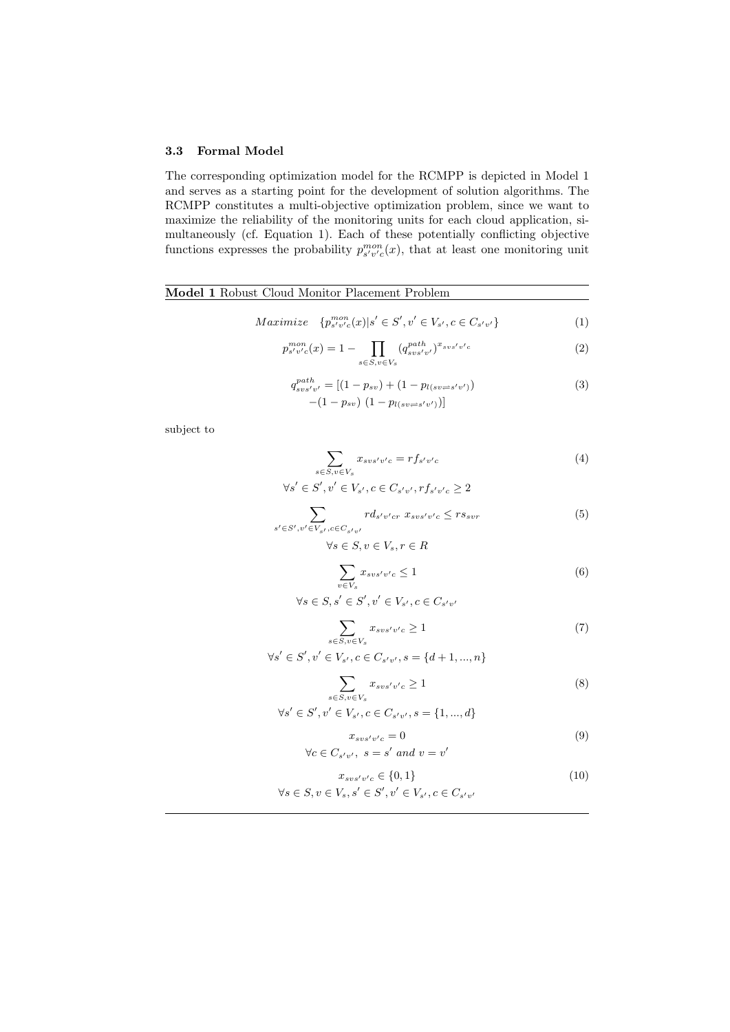### 3.3 Formal Model

The corresponding optimization model for the RCMPP is depicted in Model 1 and serves as a starting point for the development of solution algorithms. The RCMPP constitutes a multi-objective optimization problem, since we want to maximize the reliability of the monitoring units for each cloud application, simultaneously (cf. Equation 1). Each of these potentially conflicting objective functions expresses the probability $p^{mon}_{s'v'c}(x)$, that at least one monitoring unit

**Model 1** Robust Cloud Monitor Placement Problem

$$Maximize \quad \{p^{mon}_{s'v'c}(x) | s' \in S', v' \in V_{s'}, c \in C_{s'v'}\} \tag{1}$$

$$p^{mon}_{s'v'c}(x) = 1 - \prod_{s \in S, v \in V_s} (q^{path}_{svs'v'})^{x_{svs'v'c}} \tag{2}$$

$$\begin{aligned} q^{path}_{svs'v'} = [&(1 - p_{sv}) + (1 - p_{l(sv \rightleftharpoons s'v')}) \\ &-(1 - p_{sv})\ (1 - p_{l(sv \rightleftharpoons s'v')})] \end{aligned} \tag{3}$$

subject to

$$\sum_{s \in S, v \in V_s} x_{svs'v'c} = rf_{s'v'c} \tag{4}$$
$$\forall s' \in S', v' \in V_{s'}, c \in C_{s'v'}, rf_{s'v'c} \geq 2$$

$$\sum_{s' \in S', v' \in V_{s'}, c \in C_{s'v'}} rd_{s'v'cr}\ x_{svs'v'c} \leq rs_{svr} \tag{5}$$
$$\forall s \in S, v \in V_s, r \in R$$

$$\sum_{v \in V_s} x_{svs'v'c} \leq 1 \tag{6}$$
$$\forall s \in S, s' \in S', v' \in V_{s'}, c \in C_{s'v'}$$

$$\sum_{s \in S, v \in V_s} x_{svs'v'c} \geq 1 \tag{7}$$
$$\forall s' \in S', v' \in V_{s'}, c \in C_{s'v'}, s = \{d+1, ..., n\}$$

$$\sum_{s \in S, v \in V_s} x_{svs'v'c} \geq 1 \tag{8}$$
$$\forall s' \in S', v' \in V_{s'}, c \in C_{s'v'}, s = \{1, ..., d\}$$

$$x_{svs'v'c} = 0 \tag{9}$$
$$\forall c \in C_{s'v'},\ s = s' \text{ and } v = v'$$

$$x_{svs'v'c} \in \{0, 1\} \tag{10}$$
$$\forall s \in S, v \in V_s, s' \in S', v' \in V_{s'}, c \in C_{s'v'}$$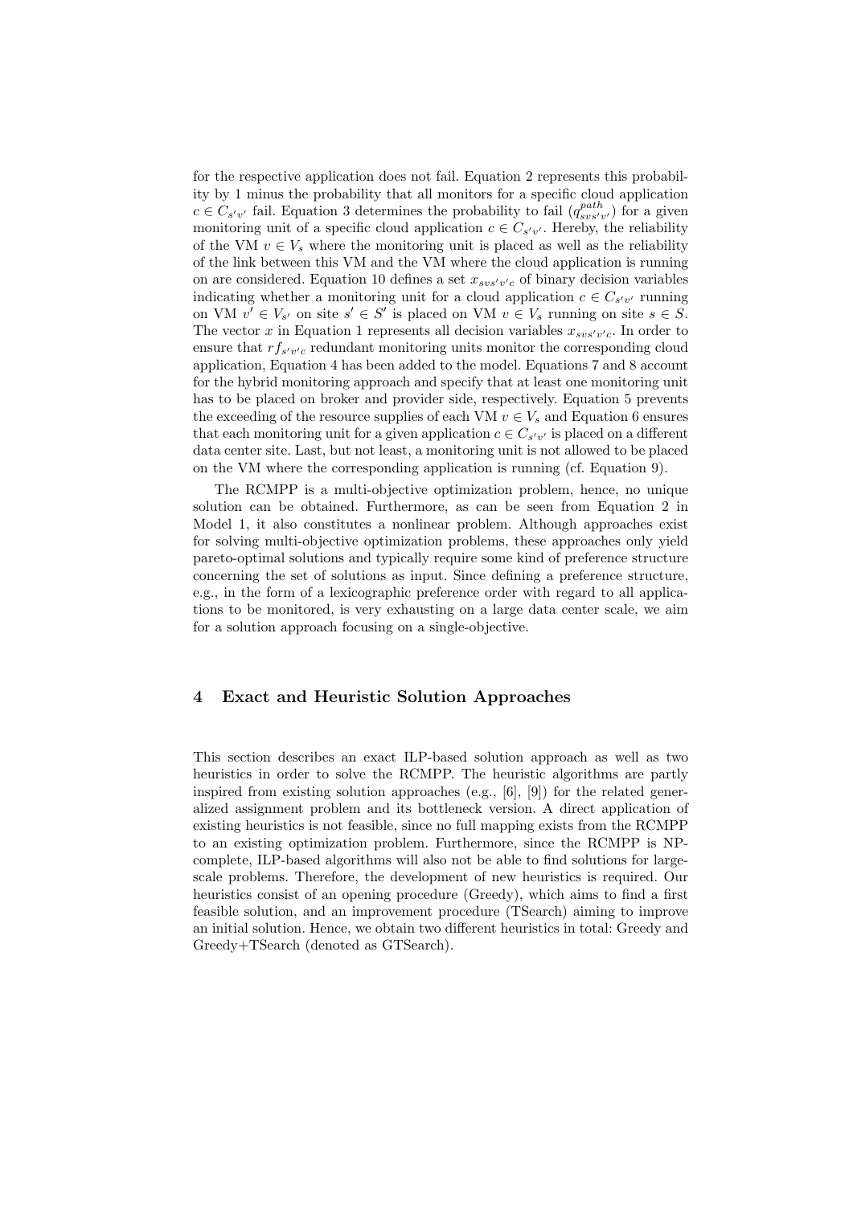for the respective application does not fail. Equation 2 represents this probability by 1 minus the probability that all monitors for a specific cloud application $c \in C_{s'v'}$ fail. Equation 3 determines the probability to fail ($q^{path}_{svs'v'}$) for a given monitoring unit of a specific cloud application $c \in C_{s'v'}$. Hereby, the reliability of the VM $v \in V_s$ where the monitoring unit is placed as well as the reliability of the link between this VM and the VM where the cloud application is running on are considered. Equation 10 defines a set $x_{svs'v'c}$ of binary decision variables indicating whether a monitoring unit for a cloud application $c \in C_{s'v'}$ running on VM $v' \in V_{s'}$ on site $s' \in S'$ is placed on VM $v \in V_s$ running on site $s \in S$. The vector $x$ in Equation 1 represents all decision variables $x_{svs'v'c}$. In order to ensure that $rf_{s'v'c}$ redundant monitoring units monitor the corresponding cloud application, Equation 4 has been added to the model. Equations 7 and 8 account for the hybrid monitoring approach and specify that at least one monitoring unit has to be placed on broker and provider side, respectively. Equation 5 prevents the exceeding of the resource supplies of each VM $v \in V_s$ and Equation 6 ensures that each monitoring unit for a given application $c \in C_{s'v'}$ is placed on a different data center site. Last, but not least, a monitoring unit is not allowed to be placed on the VM where the corresponding application is running (cf. Equation 9).

The RCMPP is a multi-objective optimization problem, hence, no unique solution can be obtained. Furthermore, as can be seen from Equation 2 in Model 1, it also constitutes a nonlinear problem. Although approaches exist for solving multi-objective optimization problems, these approaches only yield pareto-optimal solutions and typically require some kind of preference structure concerning the set of solutions as input. Since defining a preference structure, e.g., in the form of a lexicographic preference order with regard to all applications to be monitored, is very exhausting on a large data center scale, we aim for a solution approach focusing on a single-objective.

## 4 Exact and Heuristic Solution Approaches

This section describes an exact ILP-based solution approach as well as two heuristics in order to solve the RCMPP. The heuristic algorithms are partly inspired from existing solution approaches (e.g., [6], [9]) for the related generalized assignment problem and its bottleneck version. A direct application of existing heuristics is not feasible, since no full mapping exists from the RCMPP to an existing optimization problem. Furthermore, since the RCMPP is NP-complete, ILP-based algorithms will also not be able to find solutions for large-scale problems. Therefore, the development of new heuristics is required. Our heuristics consist of an opening procedure (Greedy), which aims to find a first feasible solution, and an improvement procedure (TSearch) aiming to improve an initial solution. Hence, we obtain two different heuristics in total: Greedy and Greedy+TSearch (denoted as GTSearch).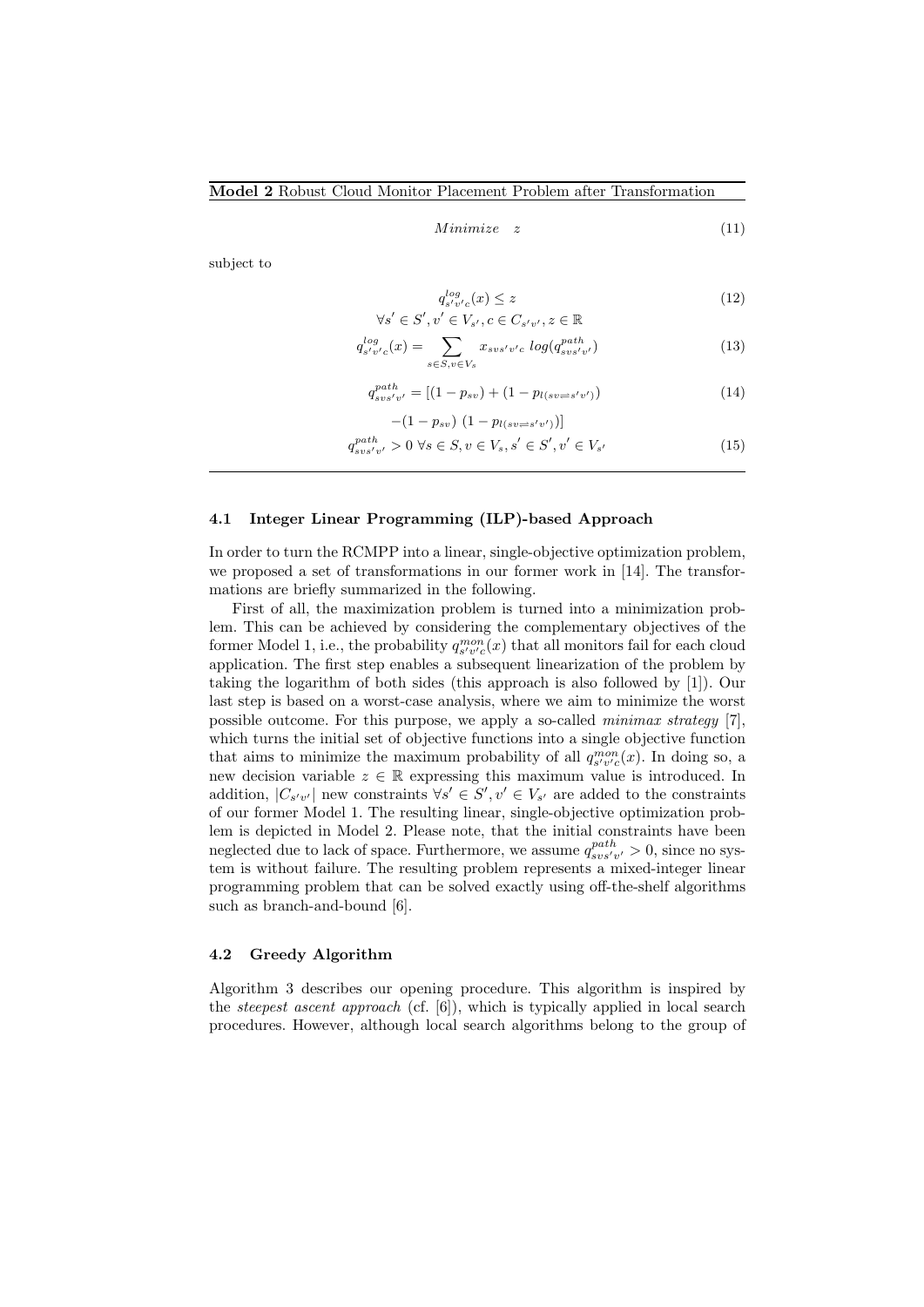**Model 2** Robust Cloud Monitor Placement Problem after Transformation

$$Minimize \quad z \tag{11}$$

subject to

$$q^{log}_{s'v'c}(x) \leq z \tag{12}$$
$$\forall s' \in S', v' \in V_{s'}, c \in C_{s'v'}, z \in \mathbb{R}$$

$$q^{log}_{s'v'c}(x) = \sum_{s \in S, v \in V_s} x_{svs'v'c} \; log(q^{path}_{svs'v'}) \tag{13}$$

$$q^{path}_{svs'v'} = [(1 - p_{sv}) + (1 - p_{l(sv \rightleftharpoons s'v')}) \tag{14}$$
$$-(1 - p_{sv}) \; (1 - p_{l(sv \rightleftharpoons s'v')})]$$

$$q^{path}_{svs'v'} > 0 \; \forall s \in S, v \in V_s, s' \in S', v' \in V_{s'} \tag{15}$$

### 4.1 Integer Linear Programming (ILP)-based Approach

In order to turn the RCMPP into a linear, single-objective optimization problem, we proposed a set of transformations in our former work in [14]. The transformations are briefly summarized in the following.

First of all, the maximization problem is turned into a minimization problem. This can be achieved by considering the complementary objectives of the former Model 1, i.e., the probability $q^{mon}_{s'v'c}(x)$ that all monitors fail for each cloud application. The first step enables a subsequent linearization of the problem by taking the logarithm of both sides (this approach is also followed by [1]). Our last step is based on a worst-case analysis, where we aim to minimize the worst possible outcome. For this purpose, we apply a so-called *minimax strategy* [7], which turns the initial set of objective functions into a single objective function that aims to minimize the maximum probability of all $q^{mon}_{s'v'c}(x)$. In doing so, a new decision variable $z \in \mathbb{R}$ expressing this maximum value is introduced. In addition, $|C_{s'v'}|$ new constraints $\forall s' \in S', v' \in V_{s'}$ are added to the constraints of our former Model 1. The resulting linear, single-objective optimization problem is depicted in Model 2. Please note, that the initial constraints have been neglected due to lack of space. Furthermore, we assume $q^{path}_{svs'v'} > 0$, since no system is without failure. The resulting problem represents a mixed-integer linear programming problem that can be solved exactly using off-the-shelf algorithms such as branch-and-bound [6].

### 4.2 Greedy Algorithm

Algorithm 3 describes our opening procedure. This algorithm is inspired by the *steepest ascent approach* (cf. [6]), which is typically applied in local search procedures. However, although local search algorithms belong to the group of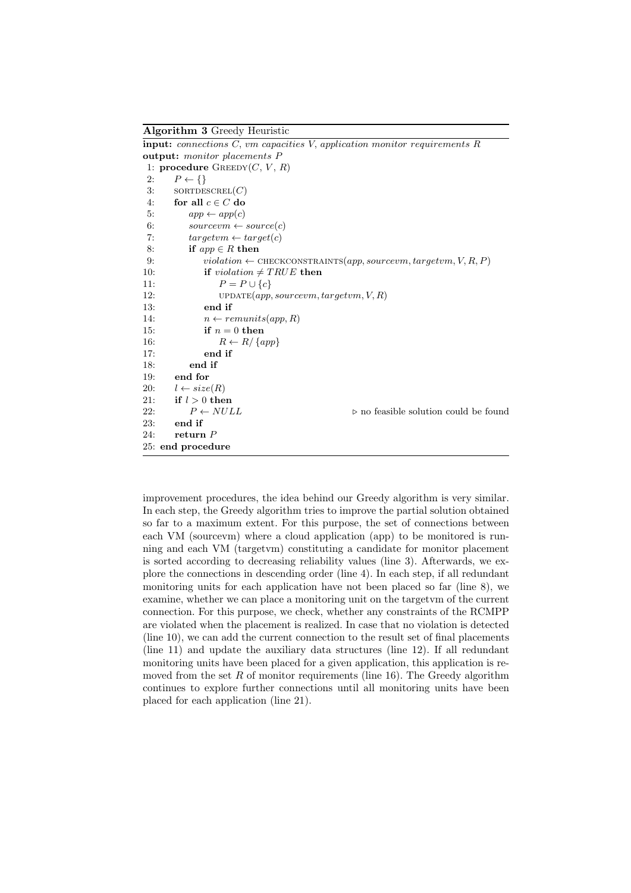**Algorithm 3** Greedy Heuristic

**input:** *connections C, vm capacities V, application monitor requirements R*
**output:** *monitor placements P*

```
 1: procedure GREEDY(C, V, R)
 2:     P ← {}
 3:     SORTDESCREL(C)
 4:     for all c ∈ C do
 5:         app ← app(c)
 6:         sourcevm ← source(c)
 7:         targetvm ← target(c)
 8:         if app ∈ R then
 9:             violation ← CHECKCONSTRAINTS(app, sourcevm, targetvm, V, R, P)
10:             if violation ≠ TRUE then
11:                 P = P ∪ {c}
12:                 UPDATE(app, sourcevm, targetvm, V, R)
13:             end if
14:             n ← remunits(app, R)
15:             if n = 0 then
16:                 R ← R/ {app}
17:             end if
18:         end if
19:     end for
20:     l ← size(R)
21:     if l > 0 then
22:         P ← NULL                          ▷ no feasible solution could be found
23:     end if
24:     return P
25: end procedure
```

improvement procedures, the idea behind our Greedy algorithm is very similar. In each step, the Greedy algorithm tries to improve the partial solution obtained so far to a maximum extent. For this purpose, the set of connections between each VM (sourcevm) where a cloud application (app) to be monitored is running and each VM (targetvm) constituting a candidate for monitor placement is sorted according to decreasing reliability values (line 3). Afterwards, we explore the connections in descending order (line 4). In each step, if all redundant monitoring units for each application have not been placed so far (line 8), we examine, whether we can place a monitoring unit on the targetvm of the current connection. For this purpose, we check, whether any constraints of the RCMPP are violated when the placement is realized. In case that no violation is detected (line 10), we can add the current connection to the result set of final placements (line 11) and update the auxiliary data structures (line 12). If all redundant monitoring units have been placed for a given application, this application is removed from the set $R$ of monitor requirements (line 16). The Greedy algorithm continues to explore further connections until all monitoring units have been placed for each application (line 21).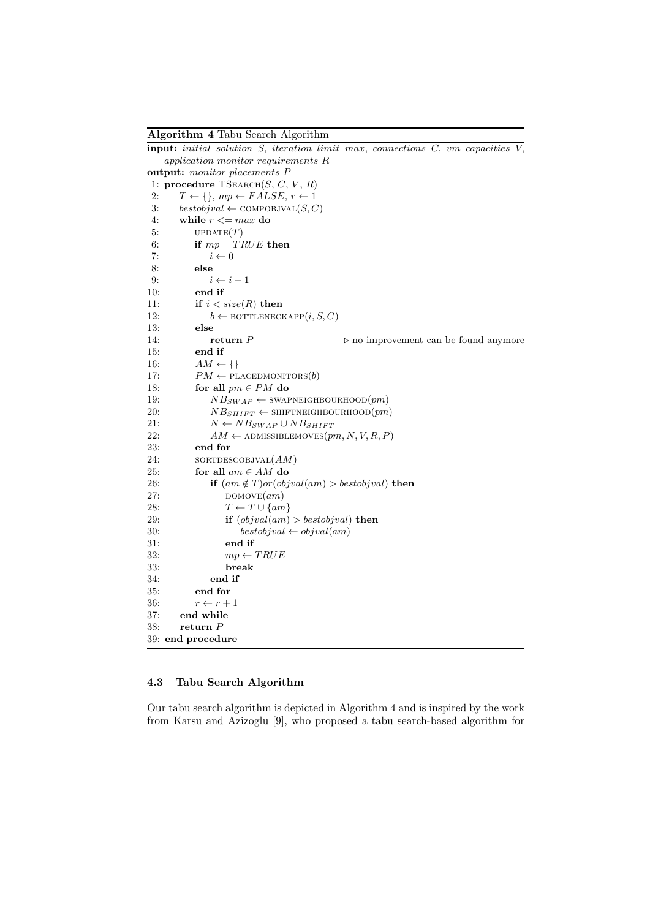**Algorithm 4** Tabu Search Algorithm

```
input: initial solution S, iteration limit max, connections C, vm capacities V,
    application monitor requirements R
output: monitor placements P
 1: procedure TSEARCH(S, C, V, R)
 2:     T ← {}, mp ← FALSE, r ← 1
 3:     bestobjval ← COMPOBJVAL(S, C)
 4:     while r <= max do
 5:         UPDATE(T)
 6:         if mp = TRUE then
 7:             i ← 0
 8:         else
 9:             i ← i + 1
10:         end if
11:         if i < size(R) then
12:             b ← BOTTLENECKAPP(i, S, C)
13:         else
14:             return P                    ▷ no improvement can be found anymore
15:         end if
16:         AM ← {}
17:         PM ← PLACEDMONITORS(b)
18:         for all pm ∈ PM do
19:             NB_SWAP ← SWAPNEIGHBOURHOOD(pm)
20:             NB_SHIFT ← SHIFTNEIGHBOURHOOD(pm)
21:             N ← NB_SWAP ∪ NB_SHIFT
22:             AM ← ADMISSIBLEMOVES(pm, N, V, R, P)
23:         end for
24:         SORTDESCOBJVAL(AM)
25:         for all am ∈ AM do
26:             if (am ∉ T)or(objval(am) > bestobjval) then
27:                 DOMOVE(am)
28:                 T ← T ∪ {am}
29:                 if (objval(am) > bestobjval) then
30:                     bestobjval ← objval(am)
31:                 end if
32:                 mp ← TRUE
33:                 break
34:             end if
35:         end for
36:         r ← r + 1
37:     end while
38:     return P
39: end procedure
```

### 4.3 Tabu Search Algorithm

Our tabu search algorithm is depicted in Algorithm 4 and is inspired by the work from Karsu and Azizoglu [9], who proposed a tabu search-based algorithm for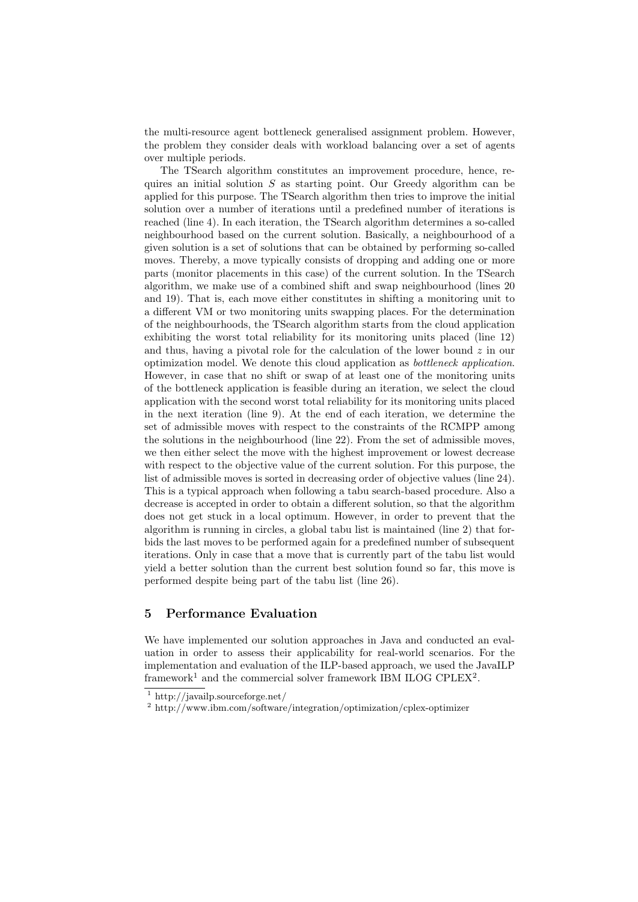the multi-resource agent bottleneck generalised assignment problem. However, the problem they consider deals with workload balancing over a set of agents over multiple periods.

The TSearch algorithm constitutes an improvement procedure, hence, requires an initial solution $S$ as starting point. Our Greedy algorithm can be applied for this purpose. The TSearch algorithm then tries to improve the initial solution over a number of iterations until a predefined number of iterations is reached (line 4). In each iteration, the TSearch algorithm determines a so-called neighbourhood based on the current solution. Basically, a neighbourhood of a given solution is a set of solutions that can be obtained by performing so-called moves. Thereby, a move typically consists of dropping and adding one or more parts (monitor placements in this case) of the current solution. In the TSearch algorithm, we make use of a combined shift and swap neighbourhood (lines 20 and 19). That is, each move either constitutes in shifting a monitoring unit to a different VM or two monitoring units swapping places. For the determination of the neighbourhoods, the TSearch algorithm starts from the cloud application exhibiting the worst total reliability for its monitoring units placed (line 12) and thus, having a pivotal role for the calculation of the lower bound $z$ in our optimization model. We denote this cloud application as *bottleneck application*. However, in case that no shift or swap of at least one of the monitoring units of the bottleneck application is feasible during an iteration, we select the cloud application with the second worst total reliability for its monitoring units placed in the next iteration (line 9). At the end of each iteration, we determine the set of admissible moves with respect to the constraints of the RCMPP among the solutions in the neighbourhood (line 22). From the set of admissible moves, we then either select the move with the highest improvement or lowest decrease with respect to the objective value of the current solution. For this purpose, the list of admissible moves is sorted in decreasing order of objective values (line 24). This is a typical approach when following a tabu search-based procedure. Also a decrease is accepted in order to obtain a different solution, so that the algorithm does not get stuck in a local optimum. However, in order to prevent that the algorithm is running in circles, a global tabu list is maintained (line 2) that forbids the last moves to be performed again for a predefined number of subsequent iterations. Only in case that a move that is currently part of the tabu list would yield a better solution than the current best solution found so far, this move is performed despite being part of the tabu list (line 26).

## 5 Performance Evaluation

We have implemented our solution approaches in Java and conducted an evaluation in order to assess their applicability for real-world scenarios. For the implementation and evaluation of the ILP-based approach, we used the JavaILP framework[1] and the commercial solver framework IBM ILOG CPLEX[2].

[1] http://javailp.sourceforge.net/

[2] http://www.ibm.com/software/integration/optimization/cplex-optimizer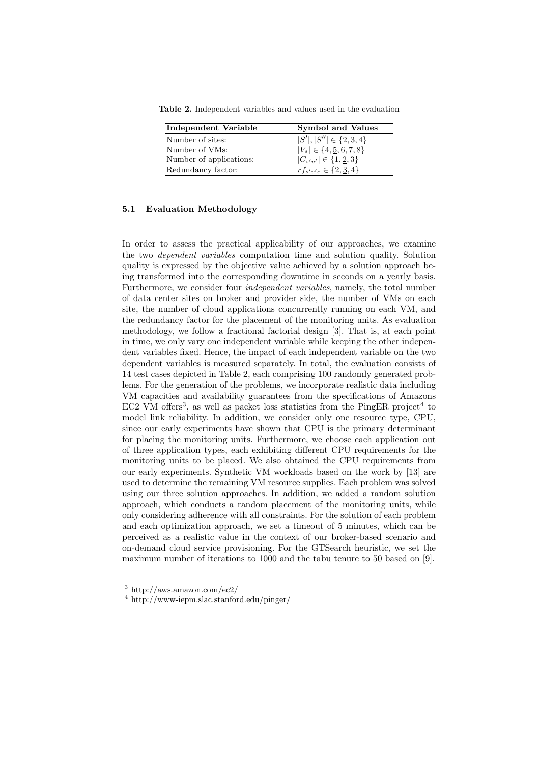**Table 2.** Independent variables and values used in the evaluation

| Independent Variable | Symbol and Values |
|---|---|
| Number of sites: | $\|S'\|, \|S''\| \in \{2, \underline{3}, 4\}$ |
| Number of VMs: | $\|V_s\| \in \{4, \underline{5}, 6, 7, 8\}$ |
| Number of applications: | $\|C_{s'v'}\| \in \{1, \underline{2}, 3\}$ |
| Redundancy factor: | $rf_{s'v'c} \in \{2, \underline{3}, 4\}$ |

### 5.1 Evaluation Methodology

In order to assess the practical applicability of our approaches, we examine the two *dependent variables* computation time and solution quality. Solution quality is expressed by the objective value achieved by a solution approach being transformed into the corresponding downtime in seconds on a yearly basis. Furthermore, we consider four *independent variables*, namely, the total number of data center sites on broker and provider side, the number of VMs on each site, the number of cloud applications concurrently running on each VM, and the redundancy factor for the placement of the monitoring units. As evaluation methodology, we follow a fractional factorial design [3]. That is, at each point in time, we only vary one independent variable while keeping the other independent variables fixed. Hence, the impact of each independent variable on the two dependent variables is measured separately. In total, the evaluation consists of 14 test cases depicted in Table 2, each comprising 100 randomly generated problems. For the generation of the problems, we incorporate realistic data including VM capacities and availability guarantees from the specifications of Amazons EC2 VM offers[3], as well as packet loss statistics from the PingER project[4] to model link reliability. In addition, we consider only one resource type, CPU, since our early experiments have shown that CPU is the primary determinant for placing the monitoring units. Furthermore, we choose each application out of three application types, each exhibiting different CPU requirements for the monitoring units to be placed. We also obtained the CPU requirements from our early experiments. Synthetic VM workloads based on the work by [13] are used to determine the remaining VM resource supplies. Each problem was solved using our three solution approaches. In addition, we added a random solution approach, which conducts a random placement of the monitoring units, while only considering adherence with all constraints. For the solution of each problem and each optimization approach, we set a timeout of 5 minutes, which can be perceived as a realistic value in the context of our broker-based scenario and on-demand cloud service provisioning. For the GTSearch heuristic, we set the maximum number of iterations to 1000 and the tabu tenure to 50 based on [9].

[3] http://aws.amazon.com/ec2/

[4] http://www-iepm.slac.stanford.edu/pinger/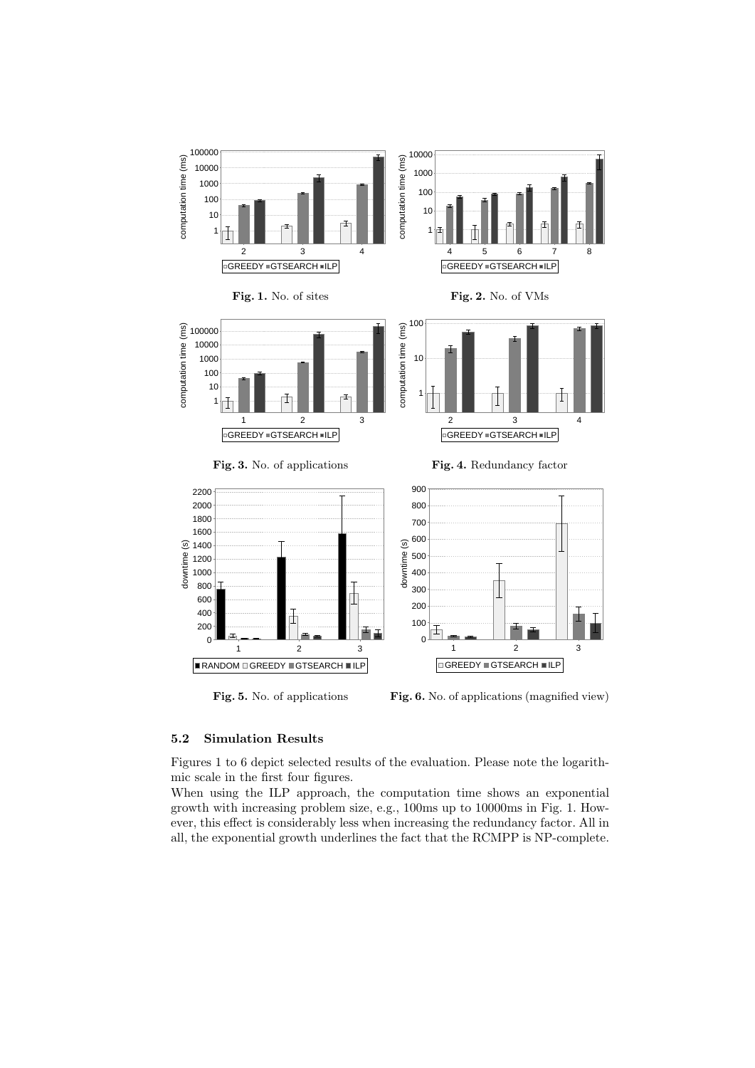**Fig. 1.** No. of sites

**Fig. 2.** No. of VMs

**Fig. 3.** No. of applications

**Fig. 4.** Redundancy factor

**Fig. 5.** No. of applications

**Fig. 6.** No. of applications (magnified view)

### 5.2 Simulation Results

Figures 1 to 6 depict selected results of the evaluation. Please note the logarithmic scale in the first four figures.

When using the ILP approach, the computation time shows an exponential growth with increasing problem size, e.g., 100ms up to 10000ms in Fig. 1. However, this effect is considerably less when increasing the redundancy factor. All in all, the exponential growth underlines the fact that the RCMPP is NP-complete.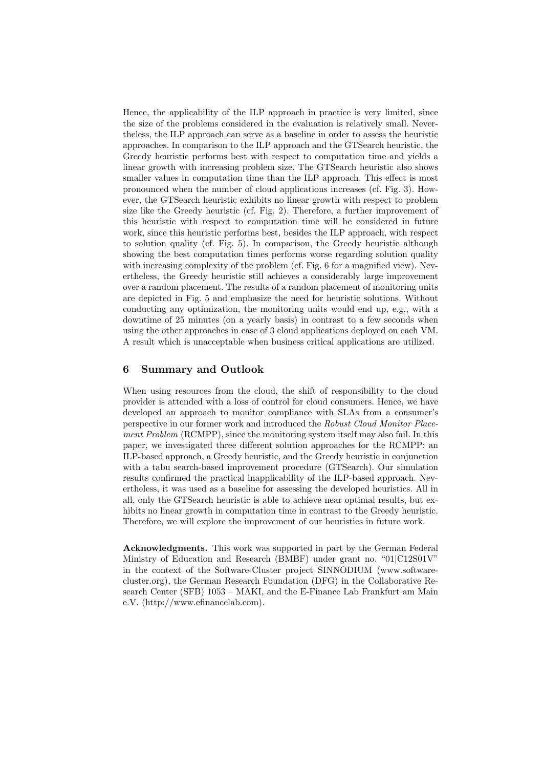Hence, the applicability of the ILP approach in practice is very limited, since the size of the problems considered in the evaluation is relatively small. Nevertheless, the ILP approach can serve as a baseline in order to assess the heuristic approaches. In comparison to the ILP approach and the GTSearch heuristic, the Greedy heuristic performs best with respect to computation time and yields a linear growth with increasing problem size. The GTSearch heuristic also shows smaller values in computation time than the ILP approach. This effect is most pronounced when the number of cloud applications increases (cf. Fig. 3). However, the GTSearch heuristic exhibits no linear growth with respect to problem size like the Greedy heuristic (cf. Fig. 2). Therefore, a further improvement of this heuristic with respect to computation time will be considered in future work, since this heuristic performs best, besides the ILP approach, with respect to solution quality (cf. Fig. 5). In comparison, the Greedy heuristic although showing the best computation times performs worse regarding solution quality with increasing complexity of the problem (cf. Fig. 6 for a magnified view). Nevertheless, the Greedy heuristic still achieves a considerably large improvement over a random placement. The results of a random placement of monitoring units are depicted in Fig. 5 and emphasize the need for heuristic solutions. Without conducting any optimization, the monitoring units would end up, e.g., with a downtime of 25 minutes (on a yearly basis) in contrast to a few seconds when using the other approaches in case of 3 cloud applications deployed on each VM. A result which is unacceptable when business critical applications are utilized.

## 6 Summary and Outlook

When using resources from the cloud, the shift of responsibility to the cloud provider is attended with a loss of control for cloud consumers. Hence, we have developed an approach to monitor compliance with SLAs from a consumer's perspective in our former work and introduced the *Robust Cloud Monitor Placement Problem* (RCMPP), since the monitoring system itself may also fail. In this paper, we investigated three different solution approaches for the RCMPP: an ILP-based approach, a Greedy heuristic, and the Greedy heuristic in conjunction with a tabu search-based improvement procedure (GTSearch). Our simulation results confirmed the practical inapplicability of the ILP-based approach. Nevertheless, it was used as a baseline for assessing the developed heuristics. All in all, only the GTSearch heuristic is able to achieve near optimal results, but exhibits no linear growth in computation time in contrast to the Greedy heuristic. Therefore, we will explore the improvement of our heuristics in future work.

**Acknowledgments.** This work was supported in part by the German Federal Ministry of Education and Research (BMBF) under grant no. "01|C12S01V" in the context of the Software-Cluster project SINNODIUM (www.software-cluster.org), the German Research Foundation (DFG) in the Collaborative Research Center (SFB) 1053 – MAKI, and the E-Finance Lab Frankfurt am Main e.V. (http://www.efinancelab.com).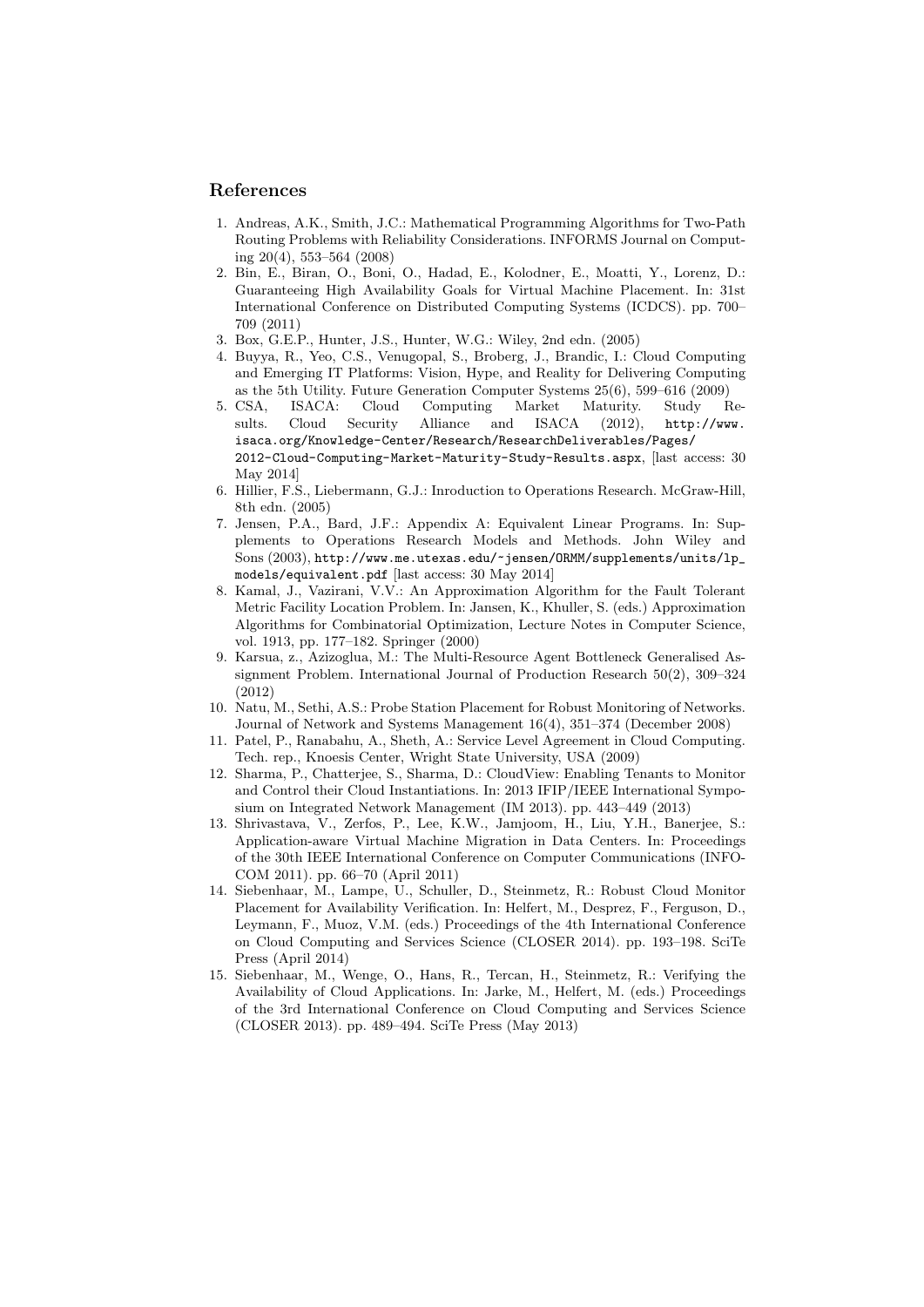## References

1. Andreas, A.K., Smith, J.C.: Mathematical Programming Algorithms for Two-Path Routing Problems with Reliability Considerations. INFORMS Journal on Computing 20(4), 553–564 (2008)
2. Bin, E., Biran, O., Boni, O., Hadad, E., Kolodner, E., Moatti, Y., Lorenz, D.: Guaranteeing High Availability Goals for Virtual Machine Placement. In: 31st International Conference on Distributed Computing Systems (ICDCS). pp. 700–709 (2011)
3. Box, G.E.P., Hunter, J.S., Hunter, W.G.: Wiley, 2nd edn. (2005)
4. Buyya, R., Yeo, C.S., Venugopal, S., Broberg, J., Brandic, I.: Cloud Computing and Emerging IT Platforms: Vision, Hype, and Reality for Delivering Computing as the 5th Utility. Future Generation Computer Systems 25(6), 599–616 (2009)
5. CSA, ISACA: Cloud Computing Market Maturity. Study Results. Cloud Security Alliance and ISACA (2012), http://www.isaca.org/Knowledge-Center/Research/ResearchDeliverables/Pages/2012-Cloud-Computing-Market-Maturity-Study-Results.aspx, [last access: 30 May 2014]
6. Hillier, F.S., Liebermann, G.J.: Inroduction to Operations Research. McGraw-Hill, 8th edn. (2005)
7. Jensen, P.A., Bard, J.F.: Appendix A: Equivalent Linear Programs. In: Supplements to Operations Research Models and Methods. John Wiley and Sons (2003), http://www.me.utexas.edu/~jensen/ORMM/supplements/units/lp_models/equivalent.pdf [last access: 30 May 2014]
8. Kamal, J., Vazirani, V.V.: An Approximation Algorithm for the Fault Tolerant Metric Facility Location Problem. In: Jansen, K., Khuller, S. (eds.) Approximation Algorithms for Combinatorial Optimization, Lecture Notes in Computer Science, vol. 1913, pp. 177–182. Springer (2000)
9. Karsua, z., Azizoglua, M.: The Multi-Resource Agent Bottleneck Generalised Assignment Problem. International Journal of Production Research 50(2), 309–324 (2012)
10. Natu, M., Sethi, A.S.: Probe Station Placement for Robust Monitoring of Networks. Journal of Network and Systems Management 16(4), 351–374 (December 2008)
11. Patel, P., Ranabahu, A., Sheth, A.: Service Level Agreement in Cloud Computing. Tech. rep., Knoesis Center, Wright State University, USA (2009)
12. Sharma, P., Chatterjee, S., Sharma, D.: CloudView: Enabling Tenants to Monitor and Control their Cloud Instantiations. In: 2013 IFIP/IEEE International Symposium on Integrated Network Management (IM 2013). pp. 443–449 (2013)
13. Shrivastava, V., Zerfos, P., Lee, K.W., Jamjoom, H., Liu, Y.H., Banerjee, S.: Application-aware Virtual Machine Migration in Data Centers. In: Proceedings of the 30th IEEE International Conference on Computer Communications (INFOCOM 2011). pp. 66–70 (April 2011)
14. Siebenhaar, M., Lampe, U., Schuller, D., Steinmetz, R.: Robust Cloud Monitor Placement for Availability Verification. In: Helfert, M., Desprez, F., Ferguson, D., Leymann, F., Muoz, V.M. (eds.) Proceedings of the 4th International Conference on Cloud Computing and Services Science (CLOSER 2014). pp. 193–198. SciTe Press (April 2014)
15. Siebenhaar, M., Wenge, O., Hans, R., Tercan, H., Steinmetz, R.: Verifying the Availability of Cloud Applications. In: Jarke, M., Helfert, M. (eds.) Proceedings of the 3rd International Conference on Cloud Computing and Services Science (CLOSER 2013). pp. 489–494. SciTe Press (May 2013)